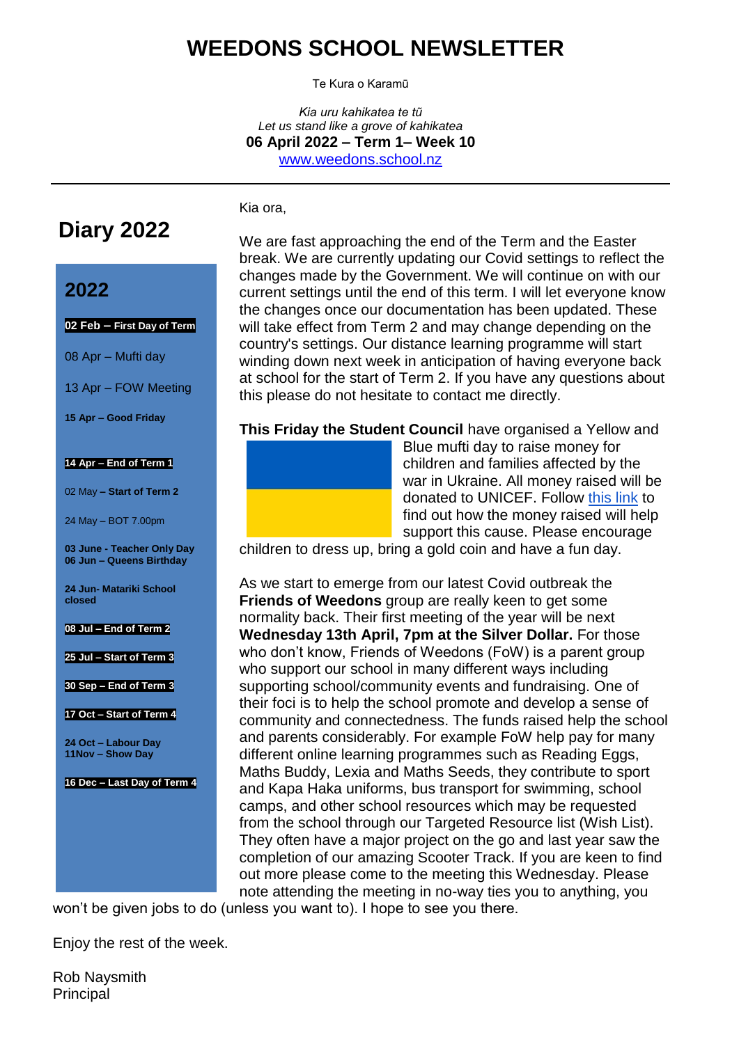# WEEDONS SCHOOL NEWSLETTER

Te Kura o Karamū

*Kia uru kahikatea te tū*
*Let us stand like a grove of kahikatea*
**06 April 2022 – Term 1– Week 10**
[www.weedons.school.nz](http://www.weedons.school.nz)

## Diary 2022

### 2022

**02 Feb – First Day of Term**

08 Apr – Mufti day

13 Apr – FOW Meeting

**15 Apr – Good Friday**

**14 Apr – End of Term 1**

02 May **– Start of Term 2**

24 May – BOT 7.00pm

**03 June - Teacher Only Day**
**06 Jun – Queens Birthday**

**24 Jun- Matariki School closed**

**08 Jul – End of Term 2**

**25 Jul – Start of Term 3**

**30 Sep – End of Term 3**

**17 Oct – Start of Term 4**

**24 Oct – Labour Day**
**11Nov – Show Day**

**16 Dec – Last Day of Term 4**

Kia ora,

We are fast approaching the end of the Term and the Easter break. We are currently updating our Covid settings to reflect the changes made by the Government. We will continue on with our current settings until the end of this term. I will let everyone know the changes once our documentation has been updated. These will take effect from Term 2 and may change depending on the country's settings. Our distance learning programme will start winding down next week in anticipation of having everyone back at school for the start of Term 2. If you have any questions about this please do not hesitate to contact me directly.

**This Friday the Student Council** have organised a Yellow and Blue mufti day to raise money for children and families affected by the war in Ukraine. All money raised will be donated to UNICEF. Follow this link to find out how the money raised will help support this cause. Please encourage children to dress up, bring a gold coin and have a fun day.

As we start to emerge from our latest Covid outbreak the **Friends of Weedons** group are really keen to get some normality back. Their first meeting of the year will be next **Wednesday 13th April, 7pm at the Silver Dollar.** For those who don't know, Friends of Weedons (FoW) is a parent group who support our school in many different ways including supporting school/community events and fundraising. One of their foci is to help the school promote and develop a sense of community and connectedness. The funds raised help the school and parents considerably. For example FoW help pay for many different online learning programmes such as Reading Eggs, Maths Buddy, Lexia and Maths Seeds, they contribute to sport and Kapa Haka uniforms, bus transport for swimming, school camps, and other school resources which may be requested from the school through our Targeted Resource list (Wish List). They often have a major project on the go and last year saw the completion of our amazing Scooter Track. If you are keen to find out more please come to the meeting this Wednesday. Please note attending the meeting in no-way ties you to anything, you won't be given jobs to do (unless you want to). I hope to see you there.

Enjoy the rest of the week.

Rob Naysmith
Principal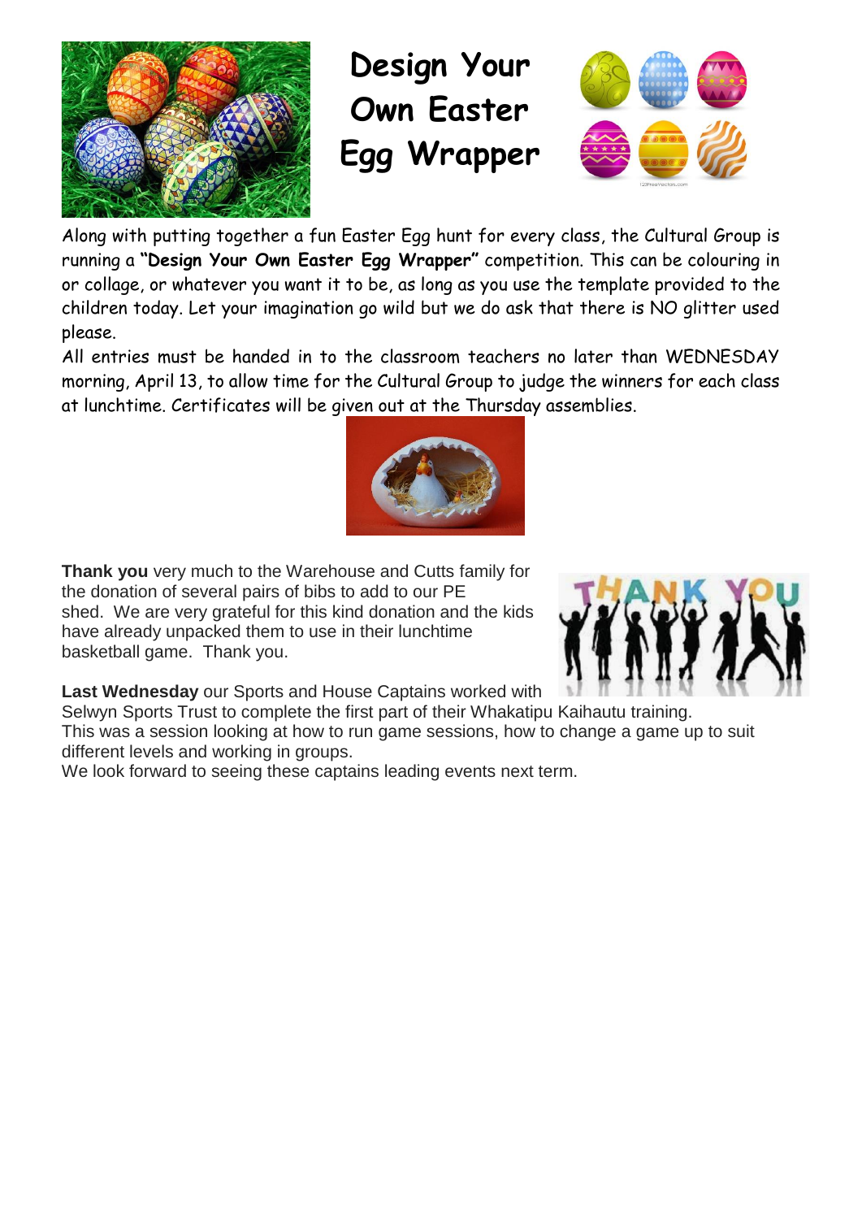# Design Your Own Easter Egg Wrapper

Along with putting together a fun Easter Egg hunt for every class, the Cultural Group is running a **"Design Your Own Easter Egg Wrapper"** competition. This can be colouring in or collage, or whatever you want it to be, as long as you use the template provided to the children today. Let your imagination go wild but we do ask that there is NO glitter used please.

All entries must be handed in to the classroom teachers no later than WEDNESDAY morning, April 13, to allow time for the Cultural Group to judge the winners for each class at lunchtime. Certificates will be given out at the Thursday assemblies.

**Thank you** very much to the Warehouse and Cutts family for the donation of several pairs of bibs to add to our PE shed. We are very grateful for this kind donation and the kids have already unpacked them to use in their lunchtime basketball game. Thank you.

**Last Wednesday** our Sports and House Captains worked with Selwyn Sports Trust to complete the first part of their Whakatipu Kaihautu training.
This was a session looking at how to run game sessions, how to change a game up to suit different levels and working in groups.
We look forward to seeing these captains leading events next term.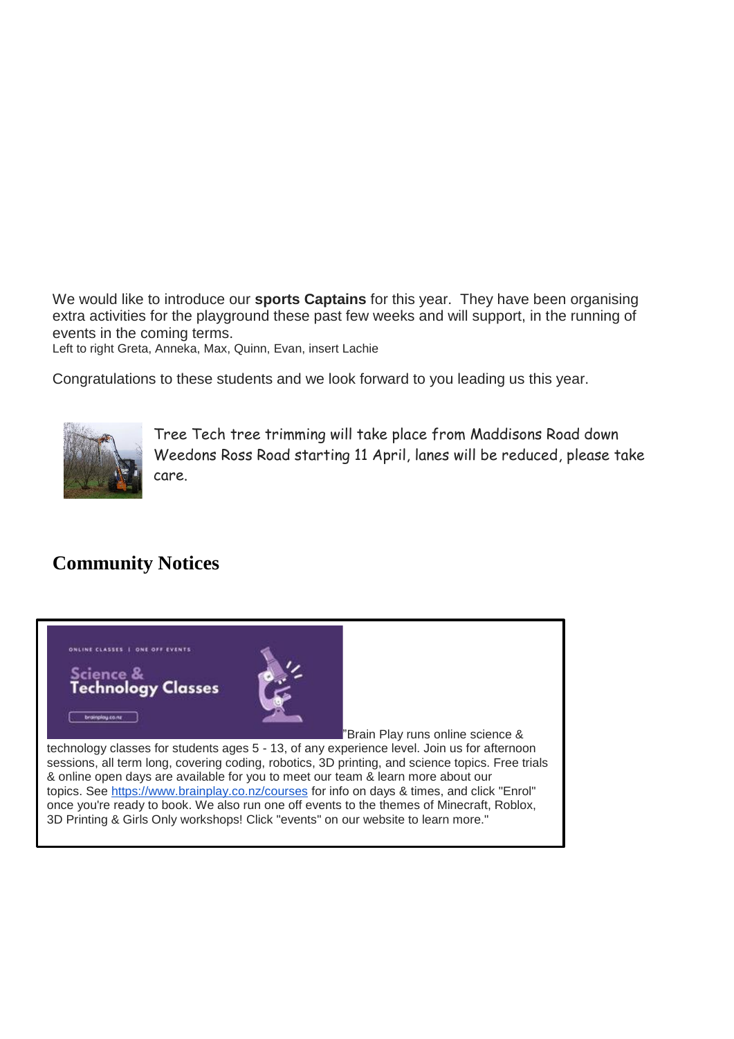We would like to introduce our **sports Captains** for this year. They have been organising extra activities for the playground these past few weeks and will support, in the running of events in the coming terms.

Left to right Greta, Anneka, Max, Quinn, Evan, insert Lachie

Congratulations to these students and we look forward to you leading us this year.

Tree Tech tree trimming will take place from Maddisons Road down Weedons Ross Road starting 11 April, lanes will be reduced, please take care.

## Community Notices

"Brain Play runs online science & technology classes for students ages 5 - 13, of any experience level. Join us for afternoon sessions, all term long, covering coding, robotics, 3D printing, and science topics. Free trials & online open days are available for you to meet our team & learn more about our topics. See https://www.brainplay.co.nz/courses for info on days & times, and click "Enrol" once you're ready to book. We also run one off events to the themes of Minecraft, Roblox, 3D Printing & Girls Only workshops! Click "events" on our website to learn more."